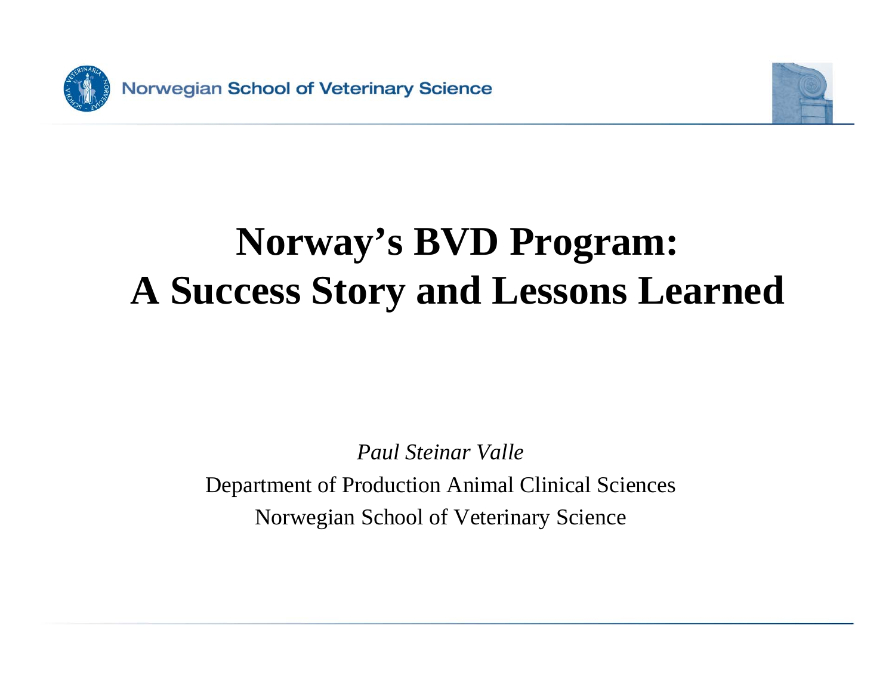# Norway's BVD Program: A Success Story and Lessons Learned

*Paul Steinar Valle*

Department of Production Animal Clinical Sciences

Norwegian School of Veterinary Science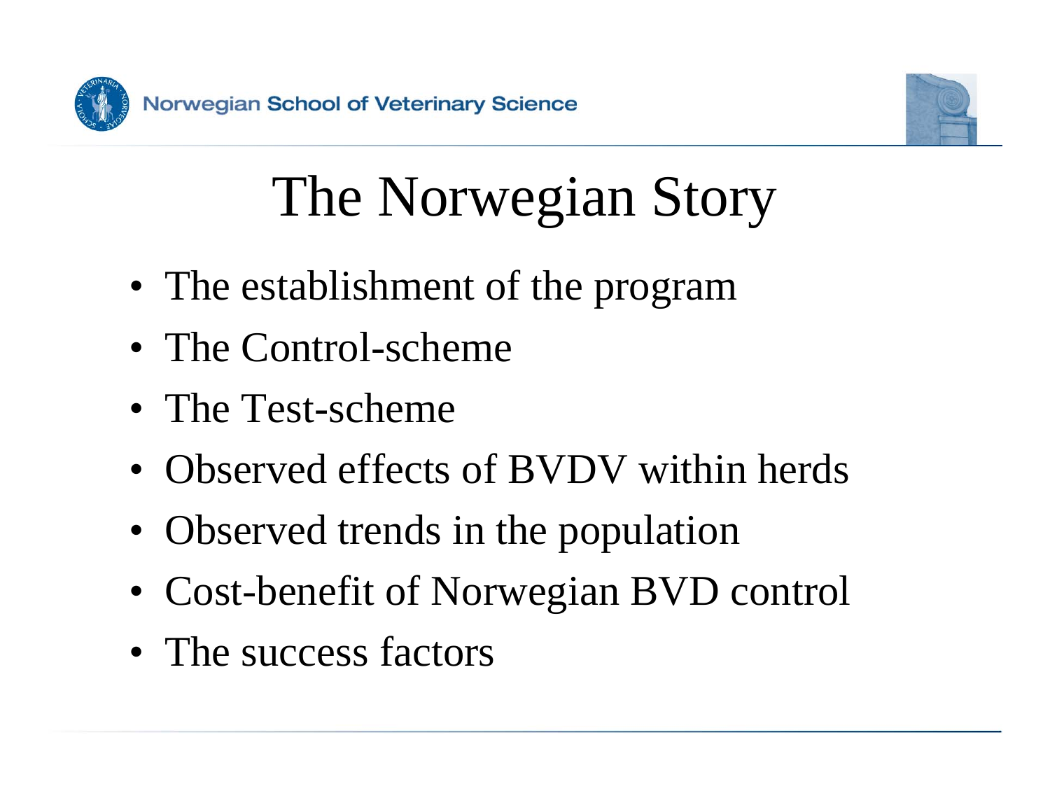# The Norwegian Story

- The establishment of the program
- The Control-scheme
- The Test-scheme
- Observed effects of BVDV within herds
- Observed trends in the population
- Cost-benefit of Norwegian BVD control
- The success factors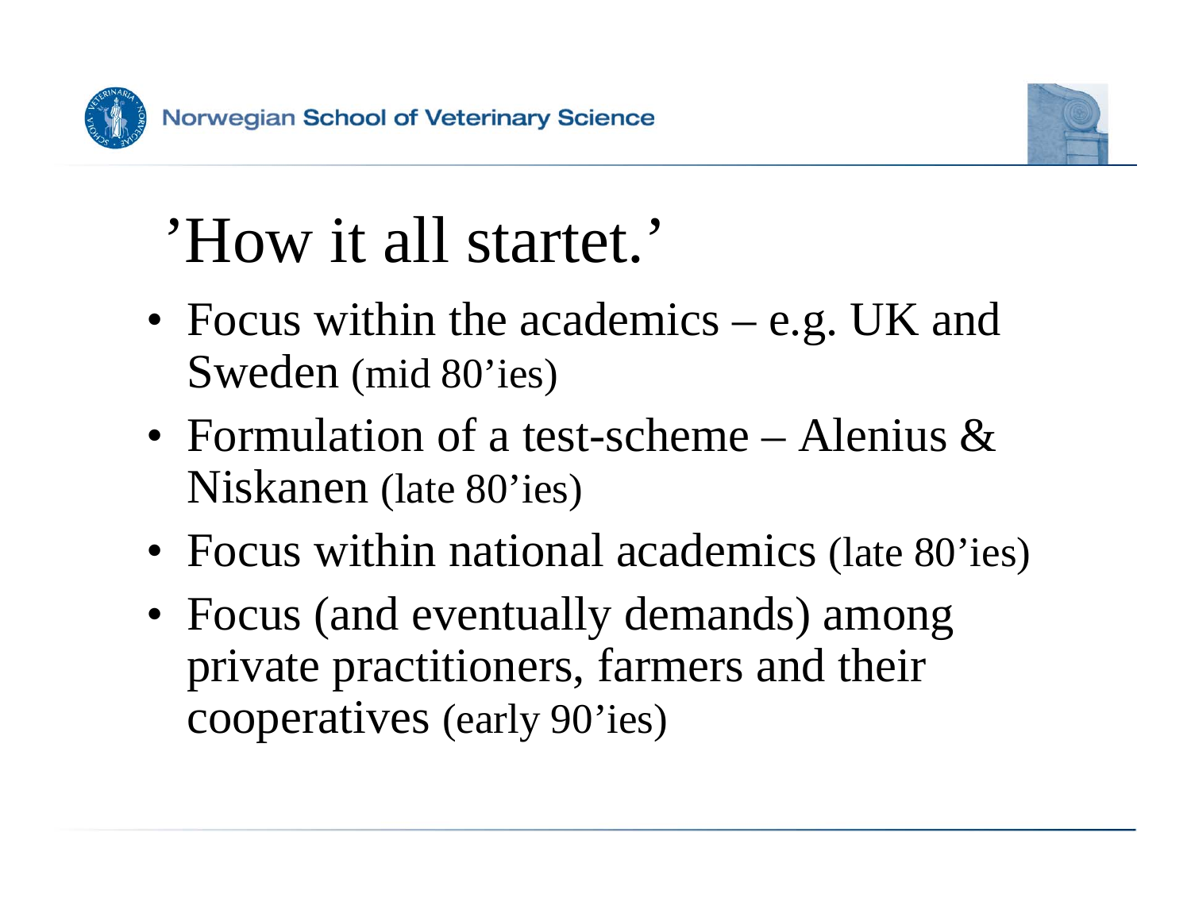# ’How it all startet.’

- Focus within the academics – e.g. UK and Sweden (mid 80’ies)
- Formulation of a test-scheme – Alenius & Niskanen (late 80’ies)
- Focus within national academics (late 80’ies)
- Focus (and eventually demands) among private practitioners, farmers and their cooperatives (early 90’ies)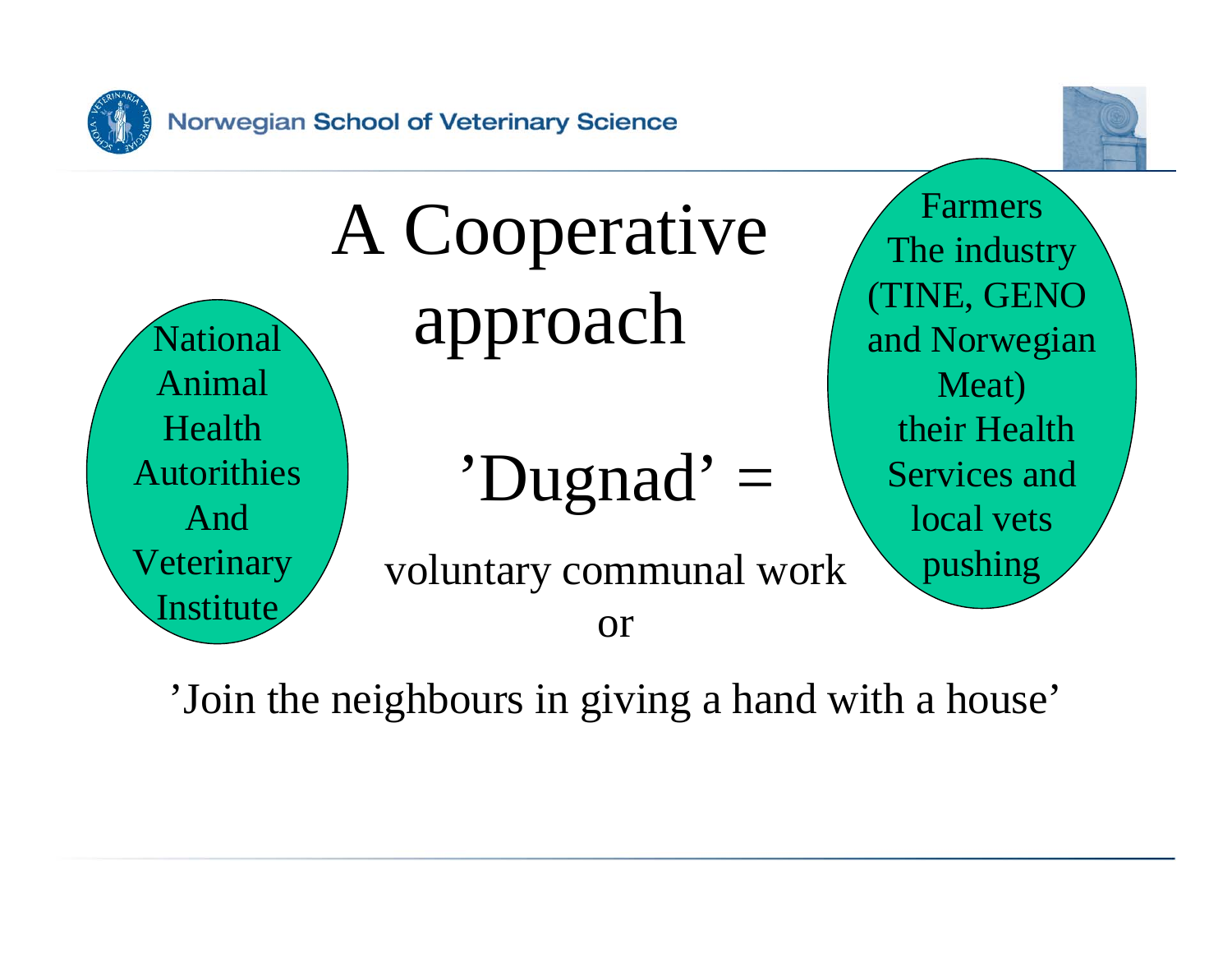# A Cooperative approach

National Animal Health Autorithies And Veterinary Institute

’Dugnad’ =

voluntary communal work
or

’Join the neighbours in giving a hand with a house’

Farmers
The industry (TINE, GENO and Norwegian Meat) their Health Services and local vets pushing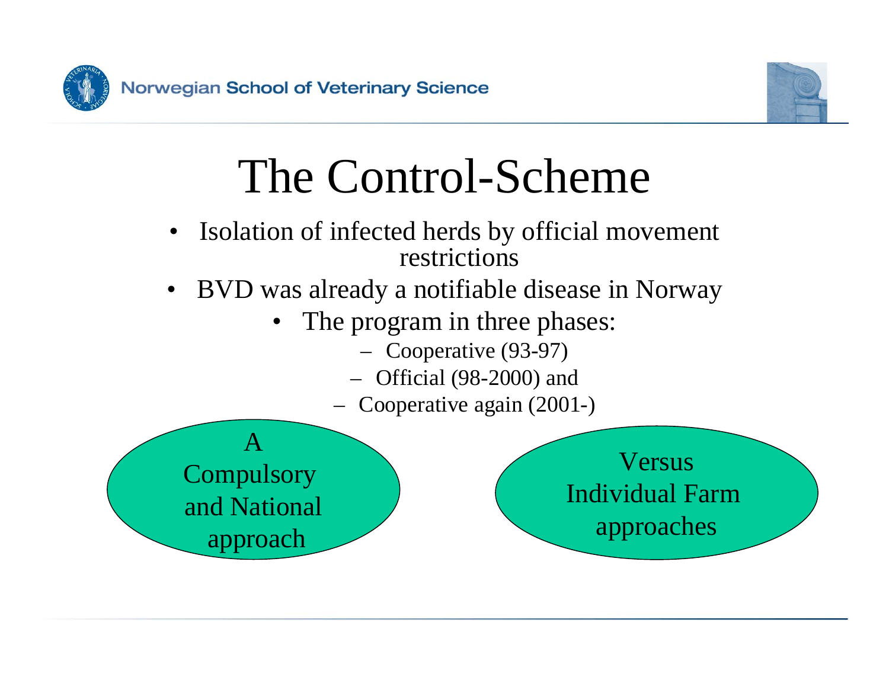# The Control-Scheme

- Isolation of infected herds by official movement restrictions
- BVD was already a notifiable disease in Norway
  - The program in three phases:
    - Cooperative (93-97)
    - Official (98-2000) and
    - Cooperative again (2001-)

A Compulsory and National approach

Versus Individual Farm approaches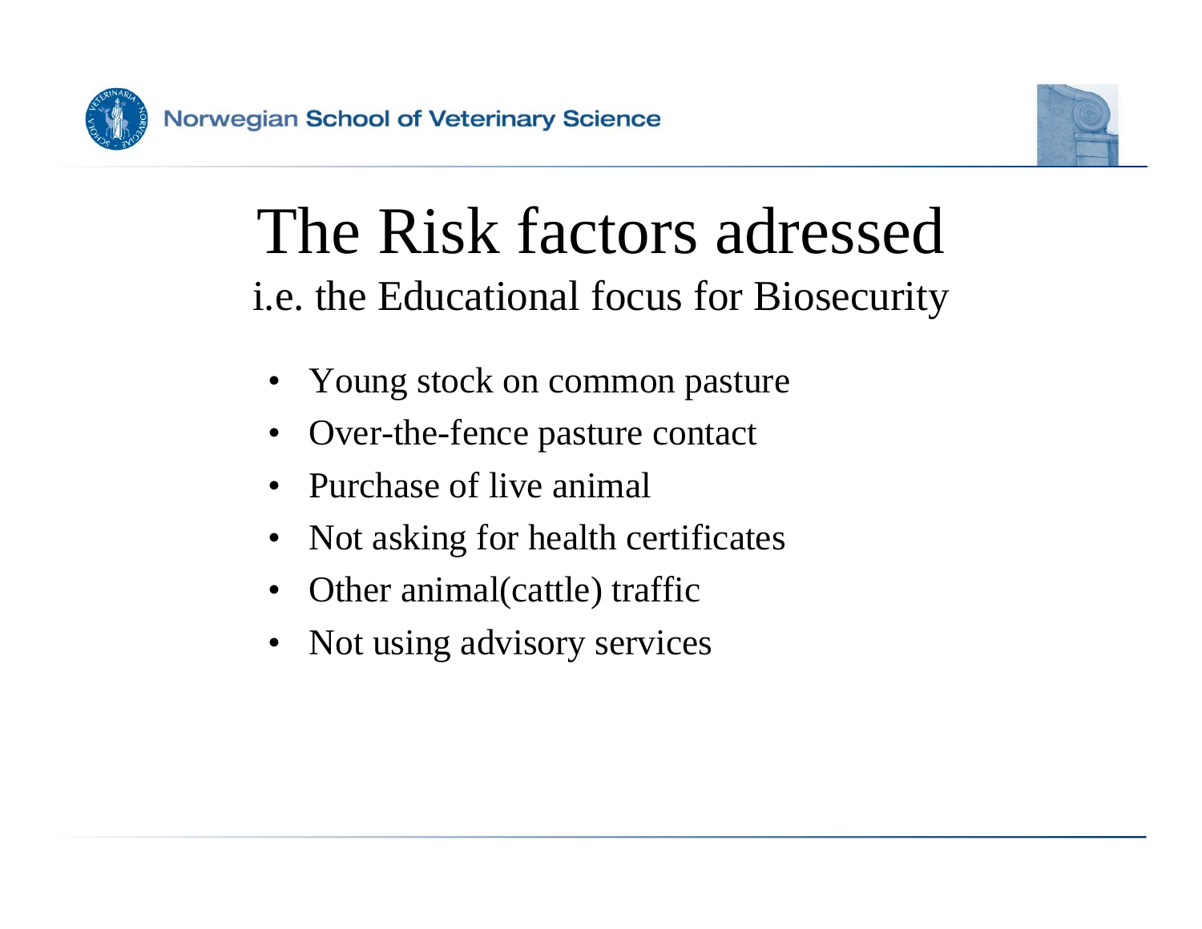# The Risk factors adressed

i.e. the Educational focus for Biosecurity

- Young stock on common pasture
- Over-the-fence pasture contact
- Purchase of live animal
- Not asking for health certificates
- Other animal(cattle) traffic
- Not using advisory services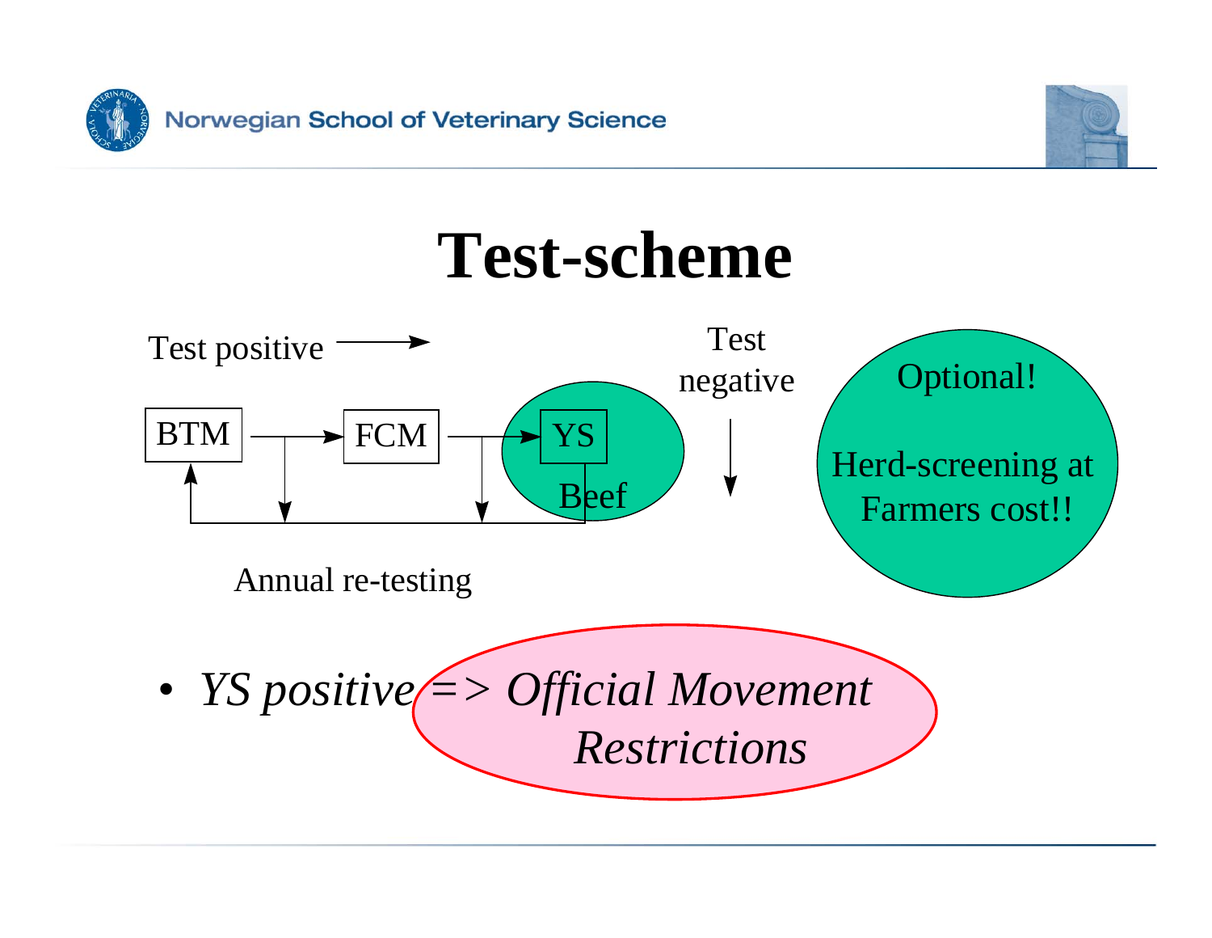# Test-scheme

Test positive →

Test negative

BTM → FCM → YS

Beef

Annual re-testing

Optional!

Herd-screening at Farmers cost!!

- *YS positive => Official Movement Restrictions*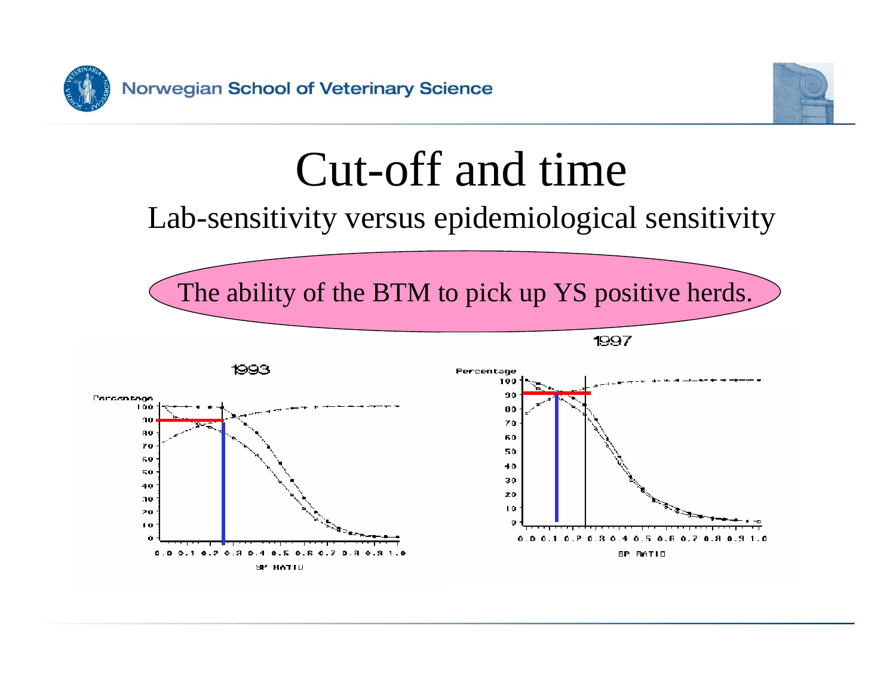# Cut-off and time

## Lab-sensitivity versus epidemiological sensitivity

The ability of the BTM to pick up YS positive herds.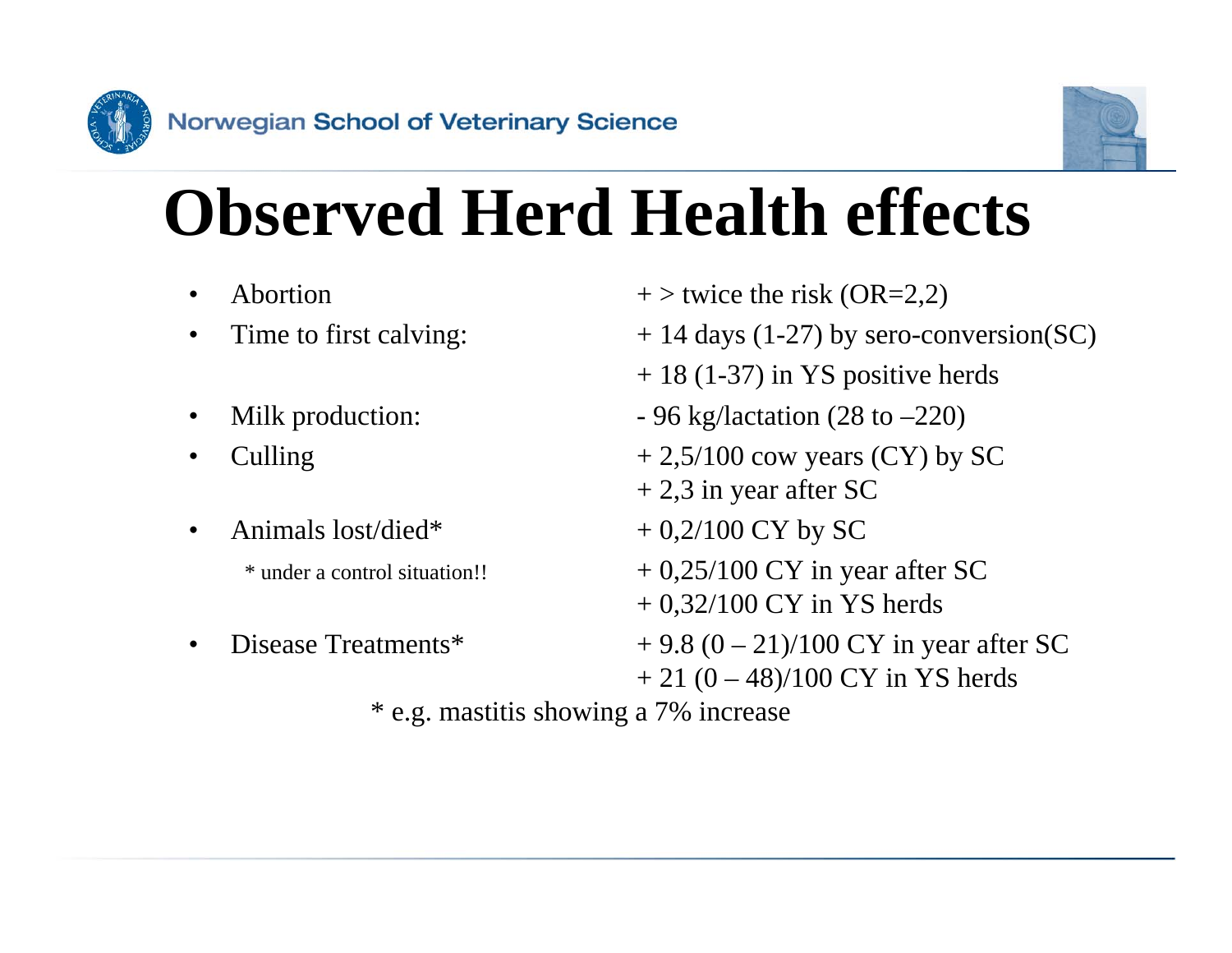# Observed Herd Health effects

| | |
|---|---|
| • Abortion | + > twice the risk (OR=2,2) |
| • Time to first calving: | + 14 days (1-27) by sero-conversion(SC) |
| | + 18 (1-37) in YS positive herds |
| • Milk production: | - 96 kg/lactation (28 to –220) |
| • Culling | + 2,5/100 cow years (CY) by SC |
| | + 2,3 in year after SC |
| • Animals lost/died* | + 0,2/100 CY by SC |
| * under a control situation!! | + 0,25/100 CY in year after SC |
| | + 0,32/100 CY in YS herds |
| • Disease Treatments* | + 9.8 (0 – 21)/100 CY in year after SC |
| | + 21 (0 – 48)/100 CY in YS herds |

* e.g. mastitis showing a 7% increase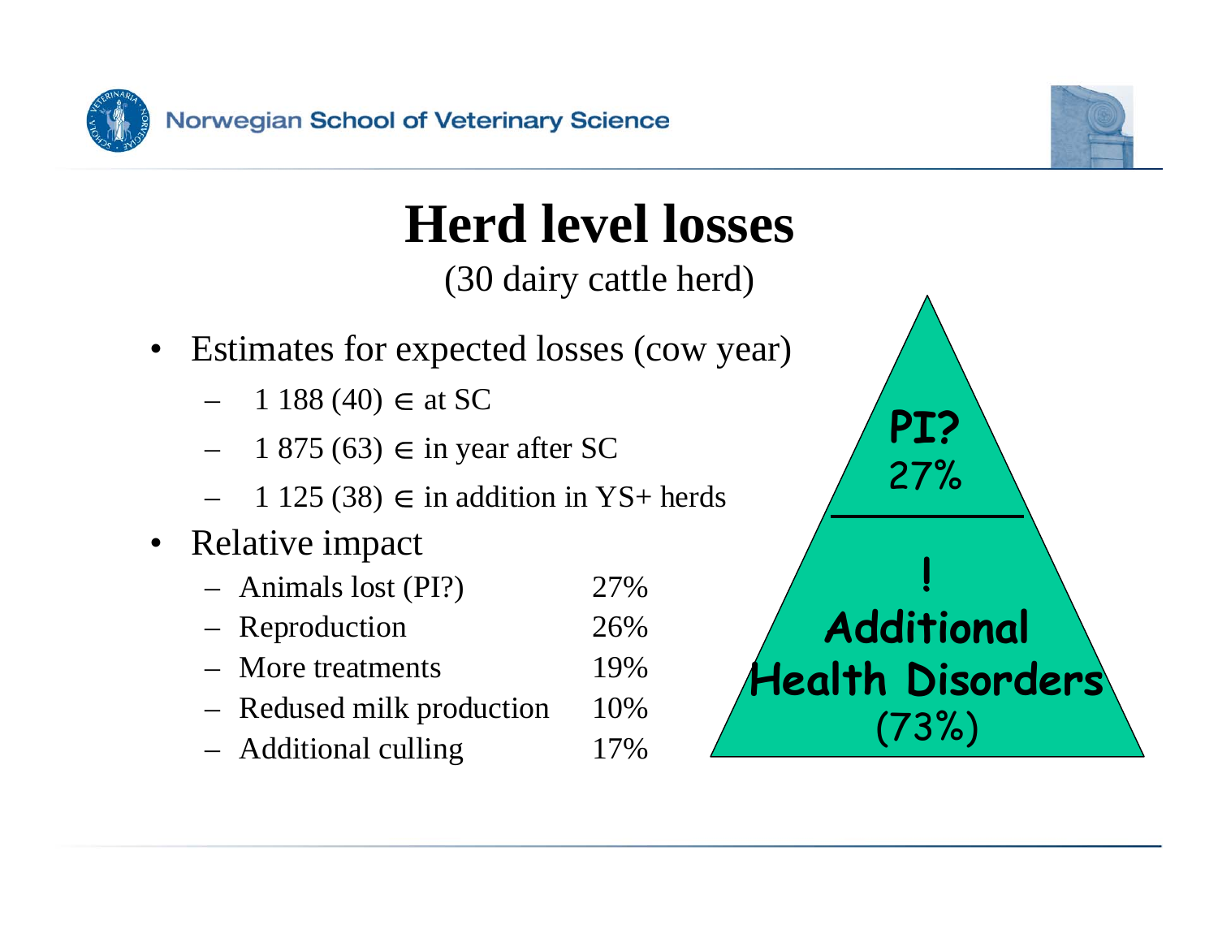# Herd level losses

(30 dairy cattle herd)

- Estimates for expected losses (cow year)
  - 1 188 (40) ∈ at SC
  - 1 875 (63) ∈ in year after SC
  - 1 125 (38) ∈ in addition in YS+ herds
- Relative impact
  - Animals lost (PI?) 27%
  - Reproduction 26%
  - More treatments 19%
  - Redused milk production 10%
  - Additional culling 17%

**PI?**
27%

**!**
**Additional Health Disorders**
(73%)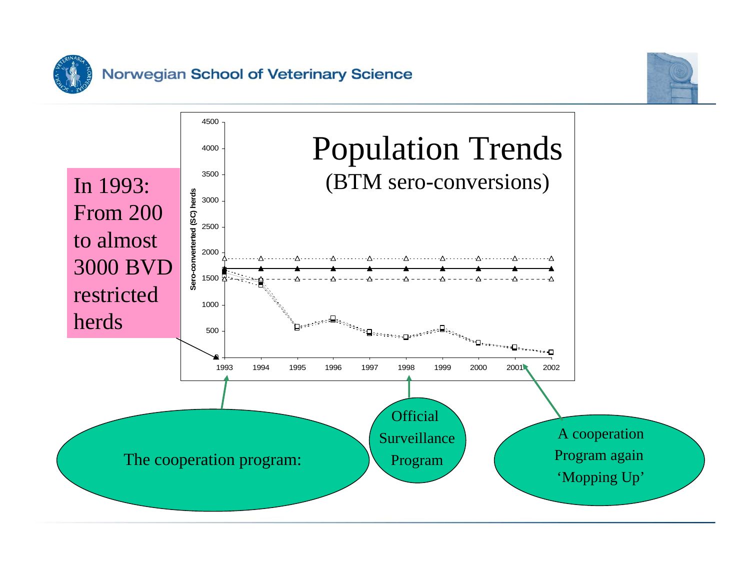# Population Trends

(BTM sero-conversions)

In 1993: From 200 to almost 3000 BVD restricted herds

Sero-converterted (SC) herds

4500
4000
3500
3000
2500
2000
1500
1000
500
0

1993 1994 1995 1996 1997 1998 1999 2000 2001 2002

The cooperation program:

Official Surveillance Program

A cooperation Program again 'Mopping Up'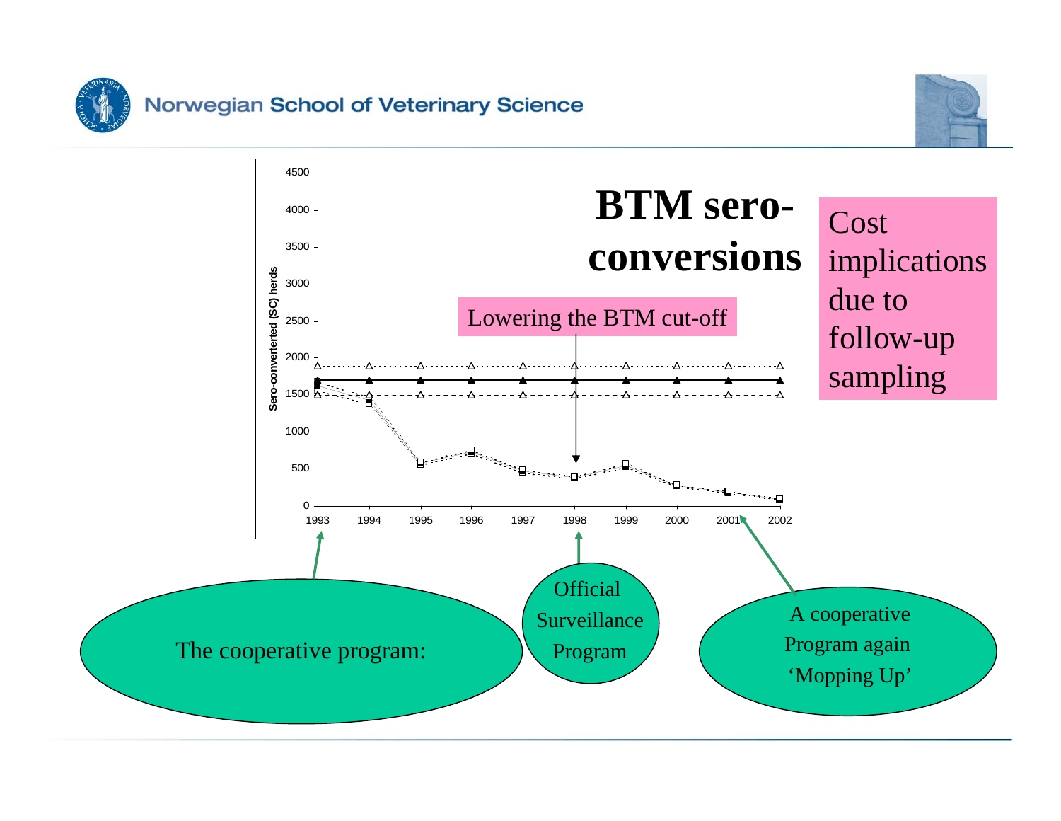# BTM sero-conversions

Lowering the BTM cut-off

Sero-converterted (SC) herds

4500
4000
3500
3000
2500
2000
1500
1000
500
0

1993 1994 1995 1996 1997 1998 1999 2000 2001 2002

Cost implications due to follow-up sampling

The cooperative program:

Official Surveillance Program

A cooperative Program again 'Mopping Up'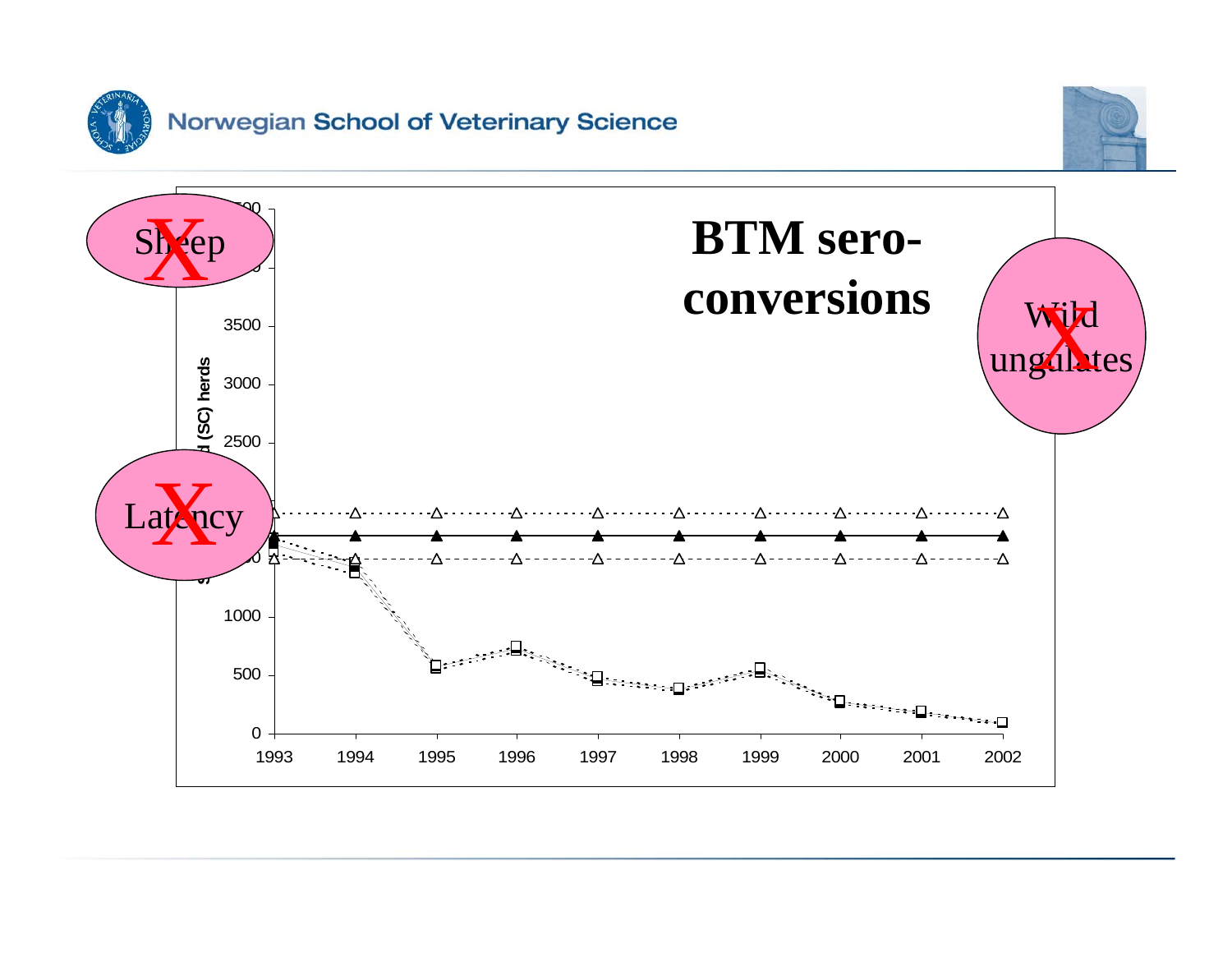# BTM sero-conversions

Sheep X

Wild ungulates X

Latency X

(SC) herds

| 1993 | 1994 | 1995 | 1996 | 1997 | 1998 | 1999 | 2000 | 2001 | 2002 |
|---|---|---|---|---|---|---|---|---|---|

0, 500, 1000, 2500, 3000, 3500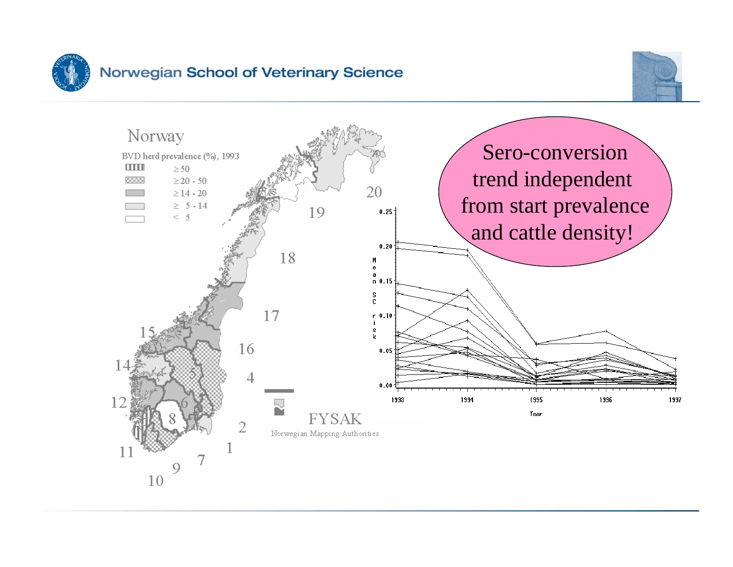Norway

BVD herd prevalence (%), 1993

- ≥ 50
- ≥ 20 - 50
- ≥ 14 - 20
- ≥ 5 - 14
- < 5

FYSAK

Norwegian Mapping Authorities

Sero-conversion trend independent from start prevalence and cattle density!

Mean SC risk

Year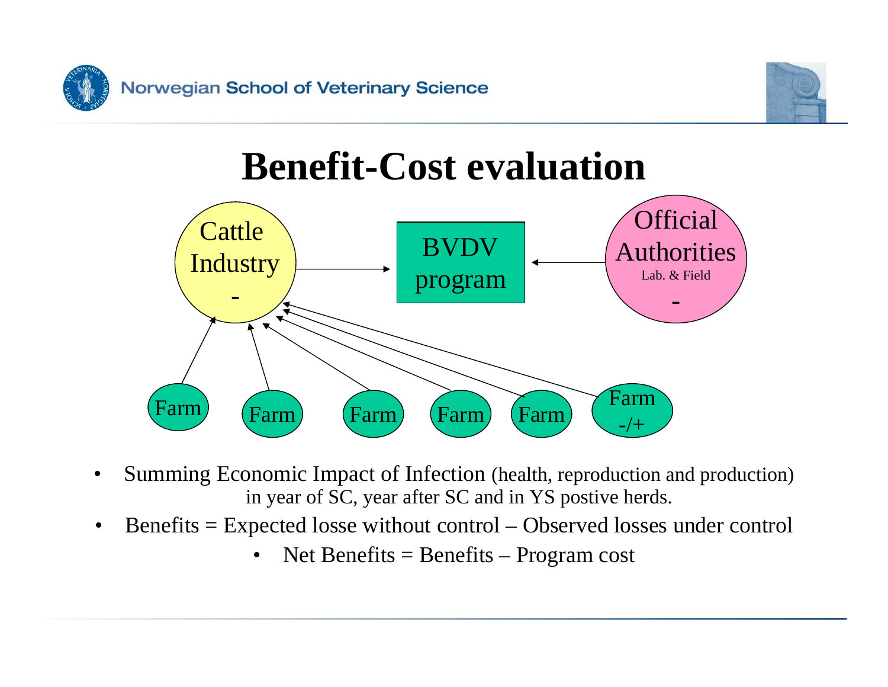# Benefit-Cost evaluation

Cattle Industry
-

BVDV program

Official Authorities
Lab. & Field
-

Farm

Farm

Farm

Farm

Farm

Farm
-/+

- Summing Economic Impact of Infection (health, reproduction and production) in year of SC, year after SC and in YS postive herds.
- Benefits = Expected losse without control – Observed losses under control
  - Net Benefits = Benefits – Program cost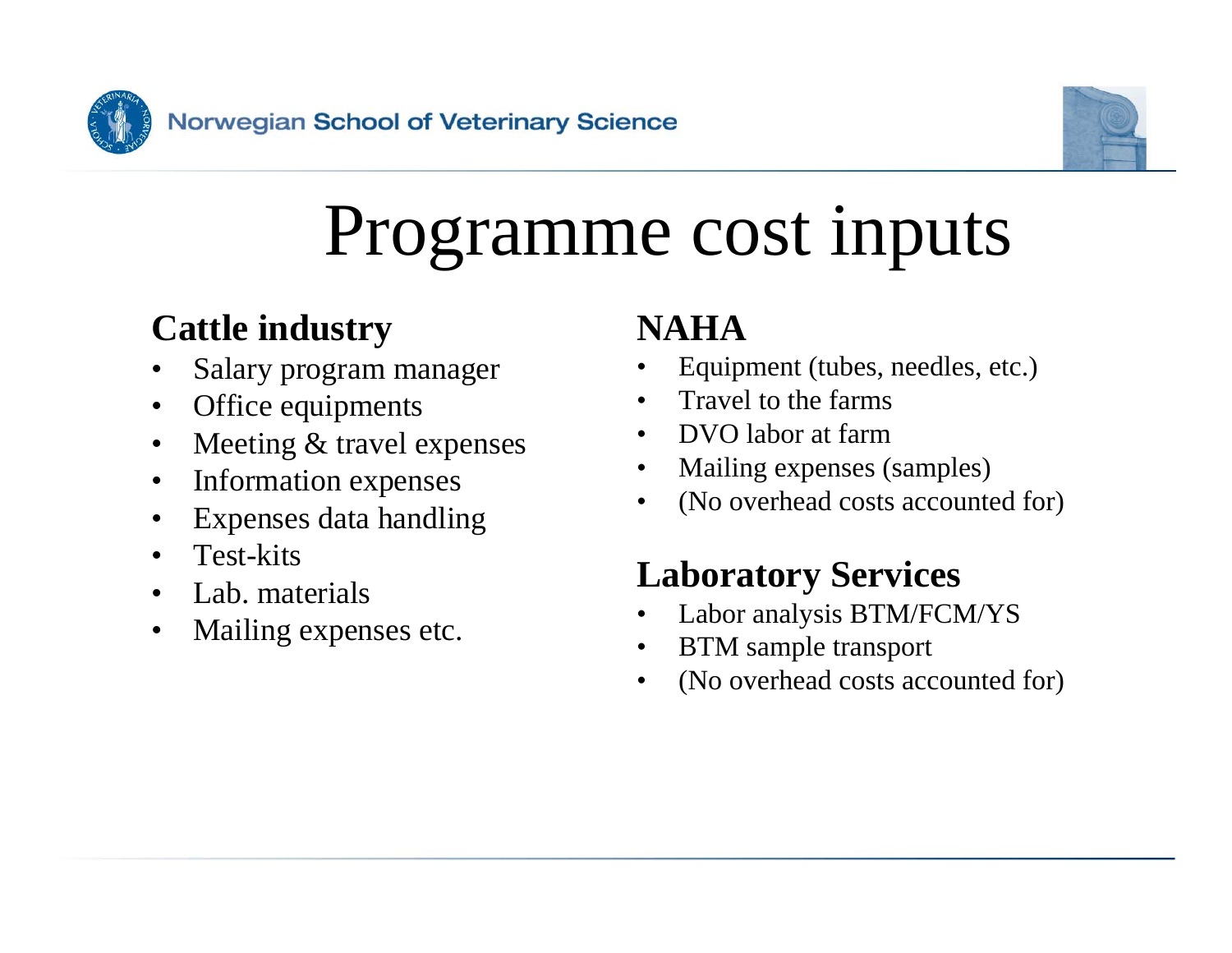# Programme cost inputs

## Cattle industry

- Salary program manager
- Office equipments
- Meeting & travel expenses
- Information expenses
- Expenses data handling
- Test-kits
- Lab. materials
- Mailing expenses etc.

## NAHA

- Equipment (tubes, needles, etc.)
- Travel to the farms
- DVO labor at farm
- Mailing expenses (samples)
- (No overhead costs accounted for)

## Laboratory Services

- Labor analysis BTM/FCM/YS
- BTM sample transport
- (No overhead costs accounted for)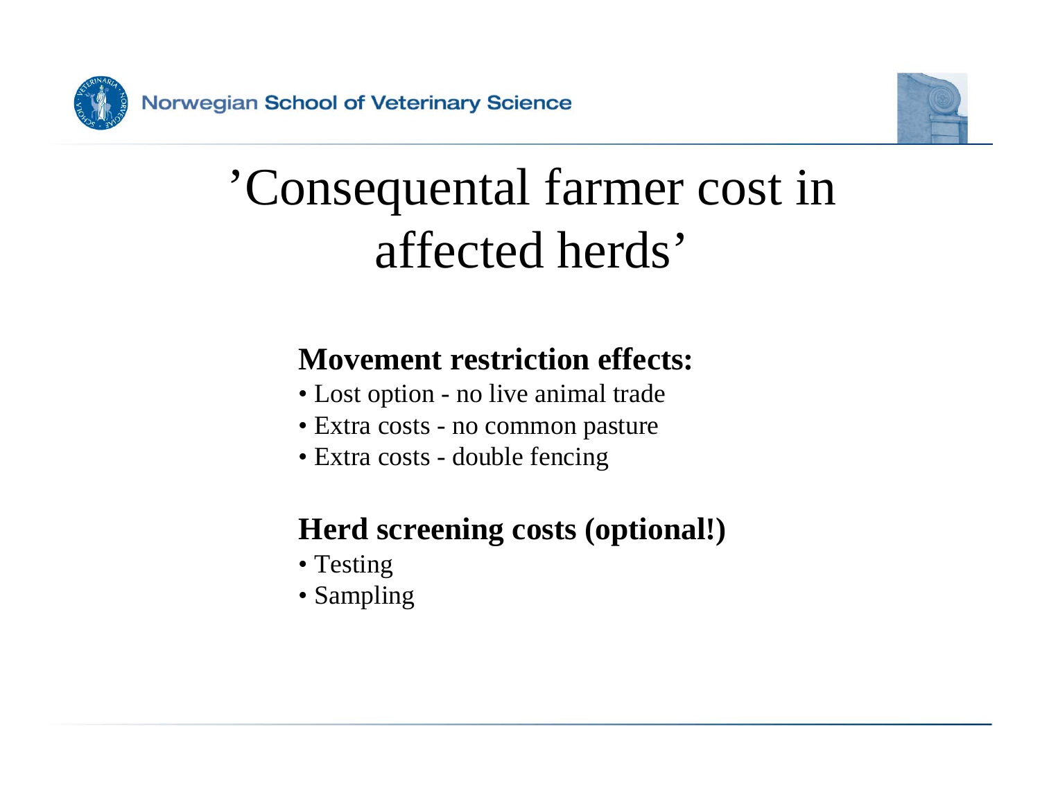# ’Consequental farmer cost in affected herds’

**Movement restriction effects:**

- Lost option - no live animal trade
- Extra costs - no common pasture
- Extra costs - double fencing

**Herd screening costs (optional!)**

- Testing
- Sampling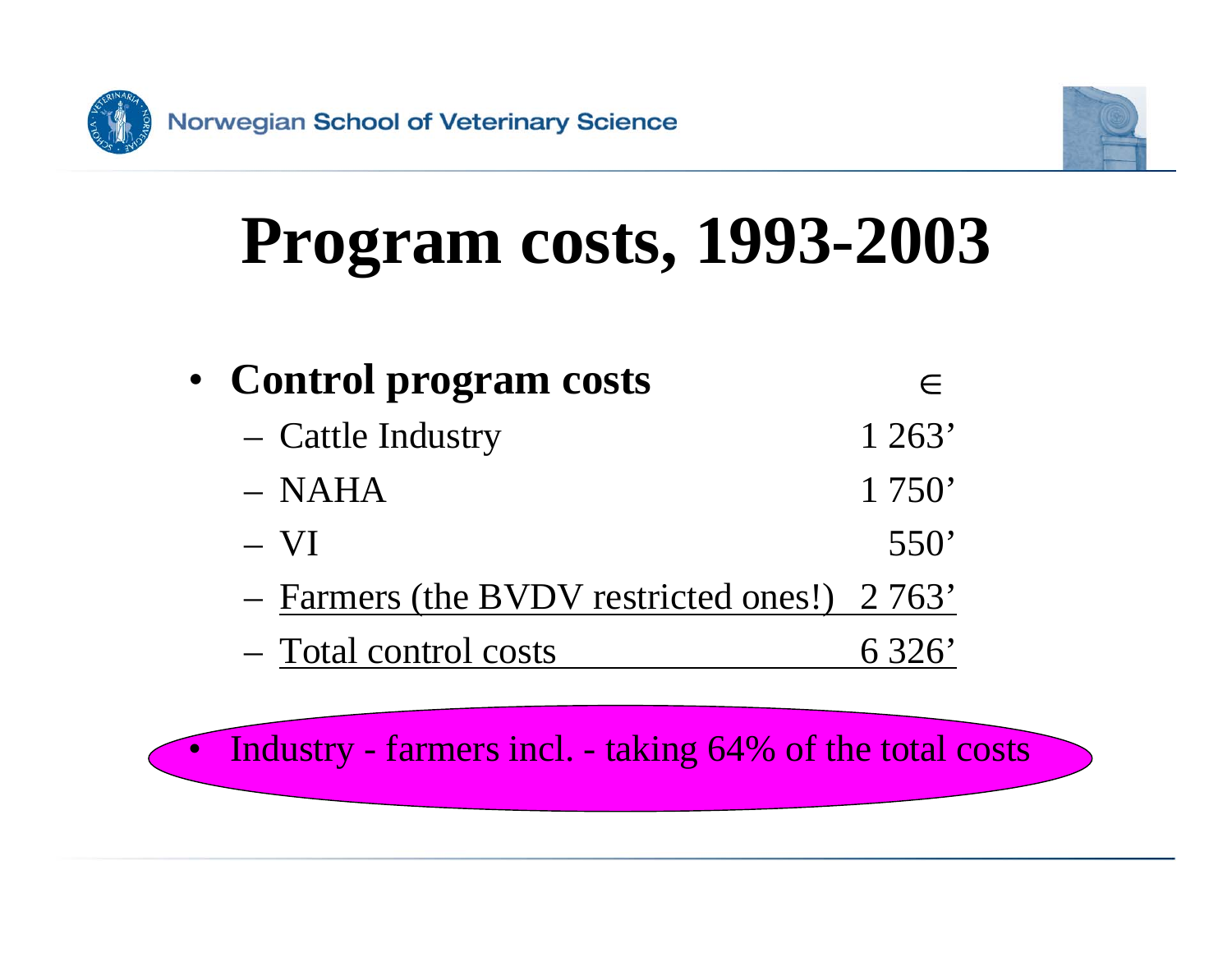# Program costs, 1993-2003

- **Control program costs** ∈

| | |
|---|---|
| – Cattle Industry | 1 263' |
| – NAHA | 1 750' |
| – VI | 550' |
| – Farmers (the BVDV restricted ones!) | 2 763' |
| – Total control costs | 6 326' |

- Industry - farmers incl. - taking 64% of the total costs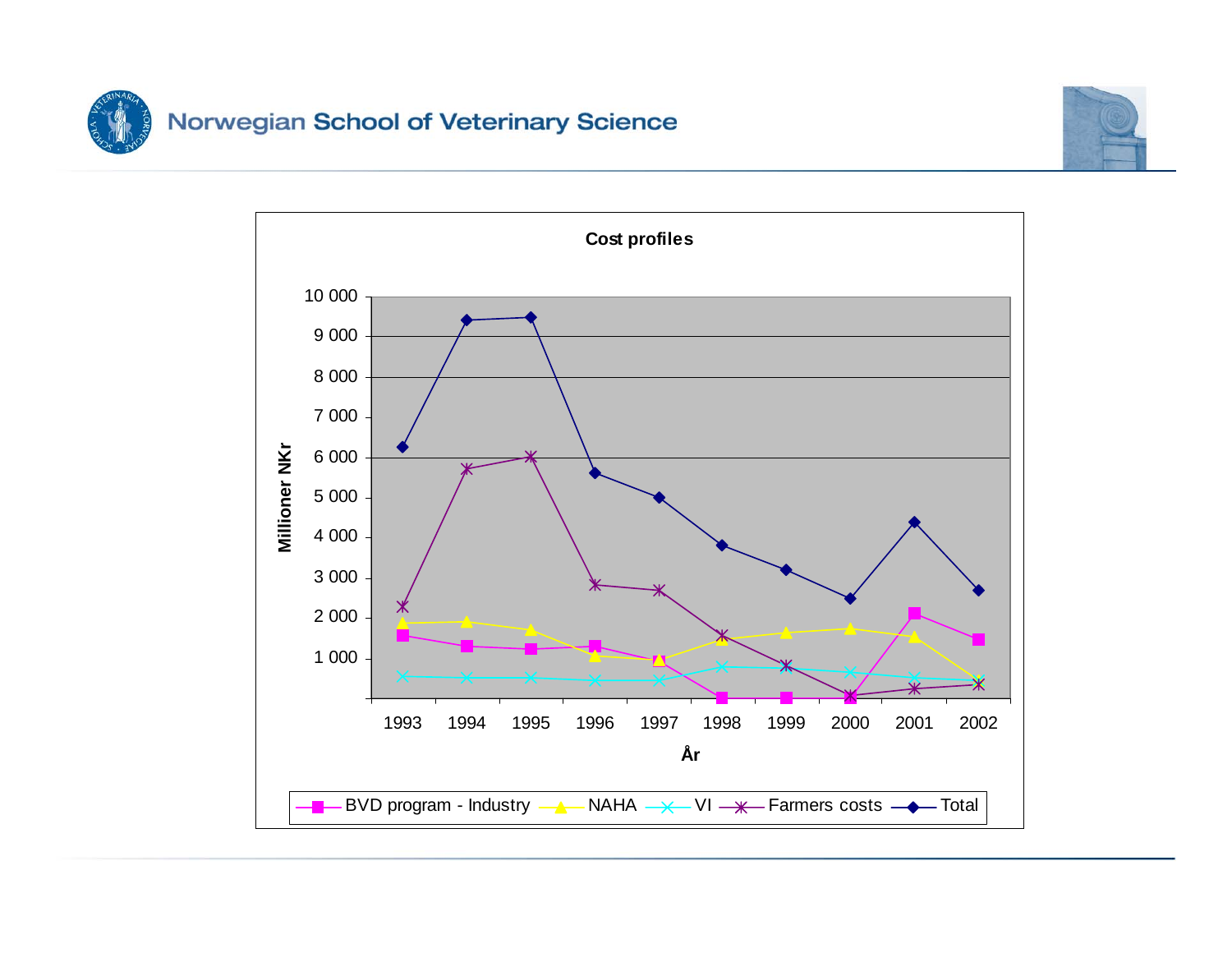Norwegian School of Veterinary Science

**Cost profiles**

Millioner NKr

År

BVD program - Industry, NAHA, VI, Farmers costs, Total

1993, 1994, 1995, 1996, 1997, 1998, 1999, 2000, 2001, 2002

10 000, 9 000, 8 000, 7 000, 6 000, 5 000, 4 000, 3 000, 2 000, 1 000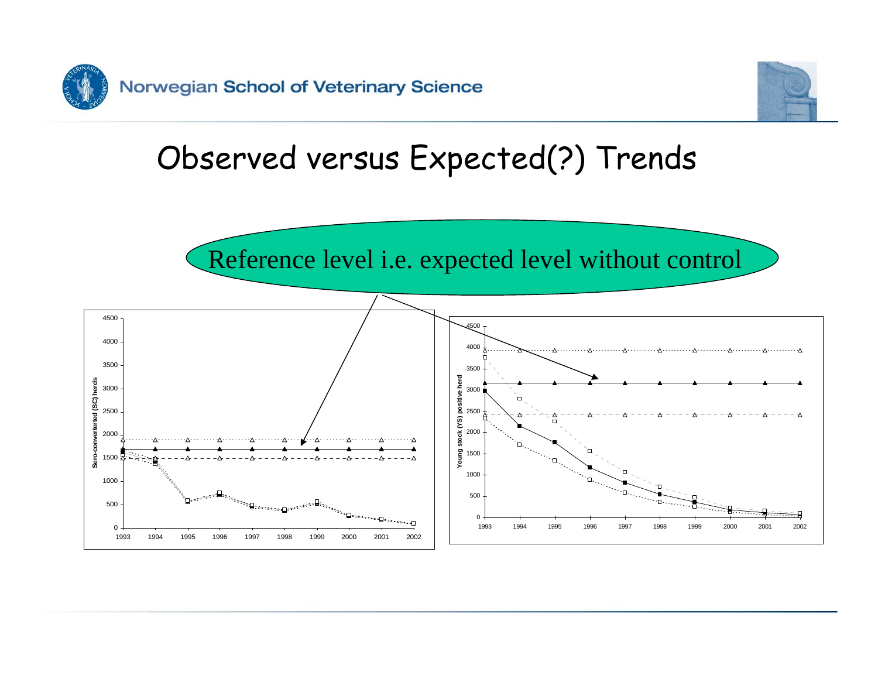# Observed versus Expected(?) Trends

Reference level i.e. expected level without control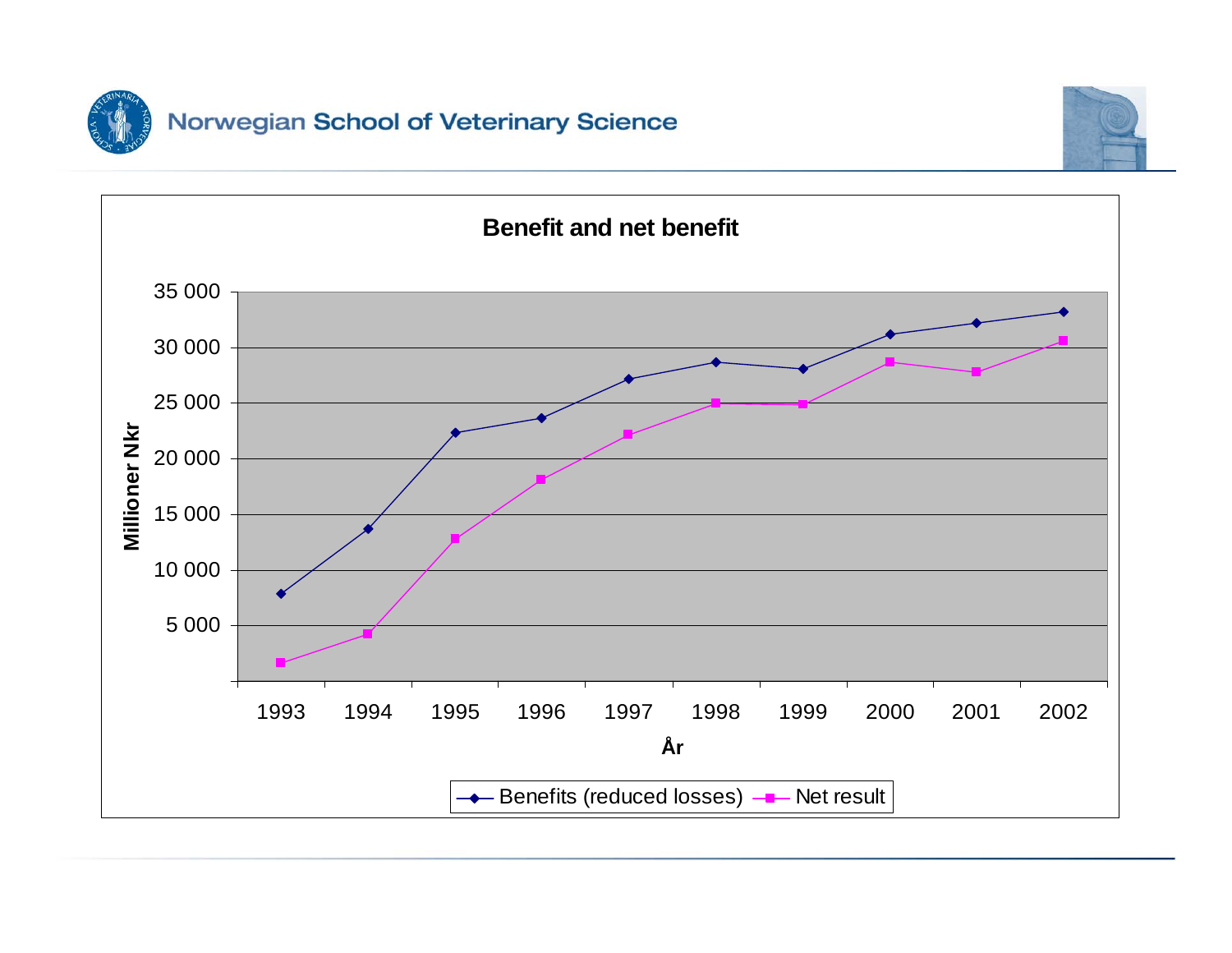## Benefit and net benefit

Millioner Nkr

35 000
30 000
25 000
20 000
15 000
10 000
5 000

1993 1994 1995 1996 1997 1998 1999 2000 2001 2002

År

Benefits (reduced losses) — Net result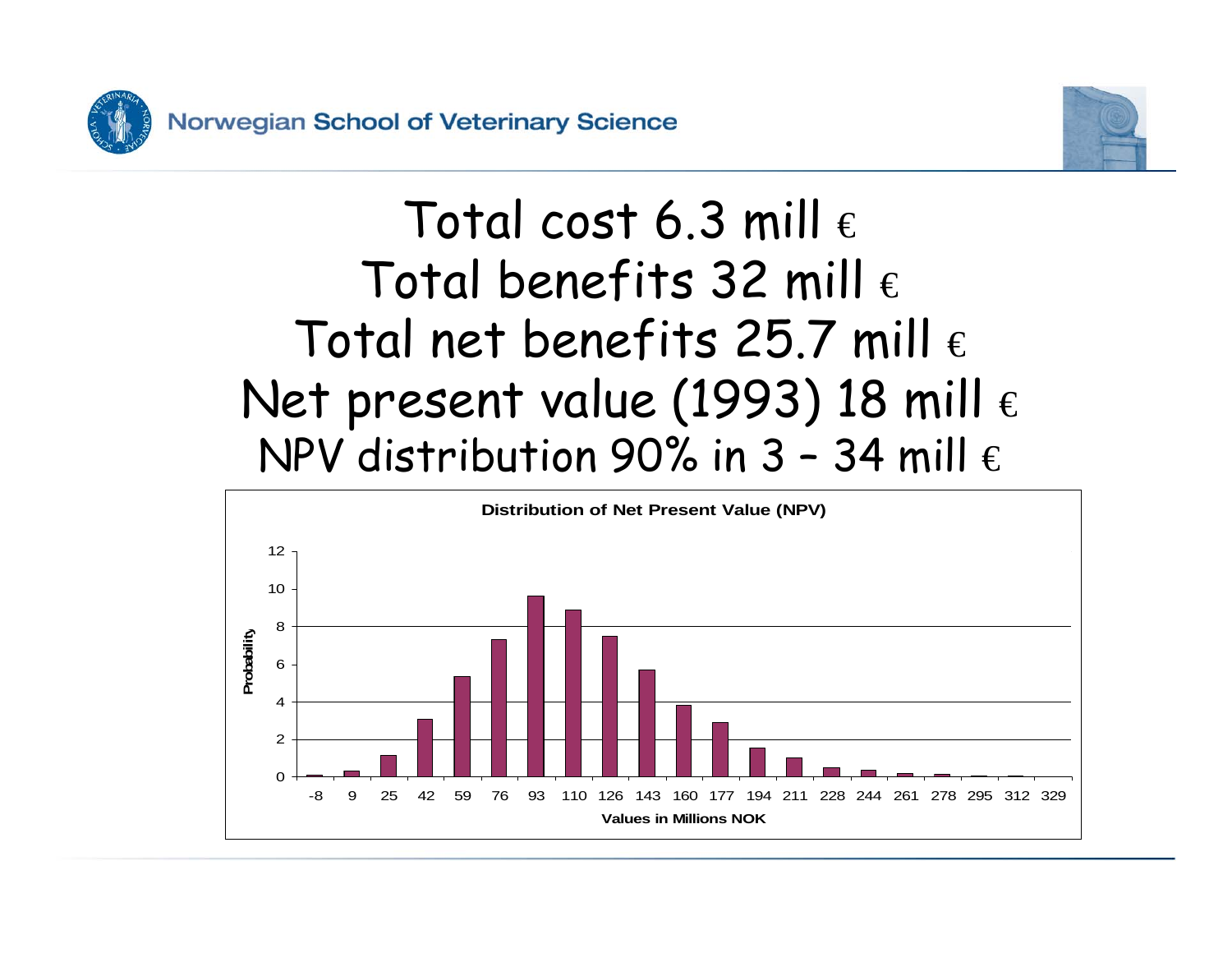# Total cost 6.3 mill €
# Total benefits 32 mill €
# Total net benefits 25.7 mill €
# Net present value (1993) 18 mill €
## NPV distribution 90% in 3 – 34 mill €

**Distribution of Net Present Value (NPV)**

Probability (y-axis: 0–12)

Values in Millions NOK (x-axis): -8, 9, 25, 42, 59, 76, 93, 110, 126, 143, 160, 177, 194, 211, 228, 244, 261, 278, 295, 312, 329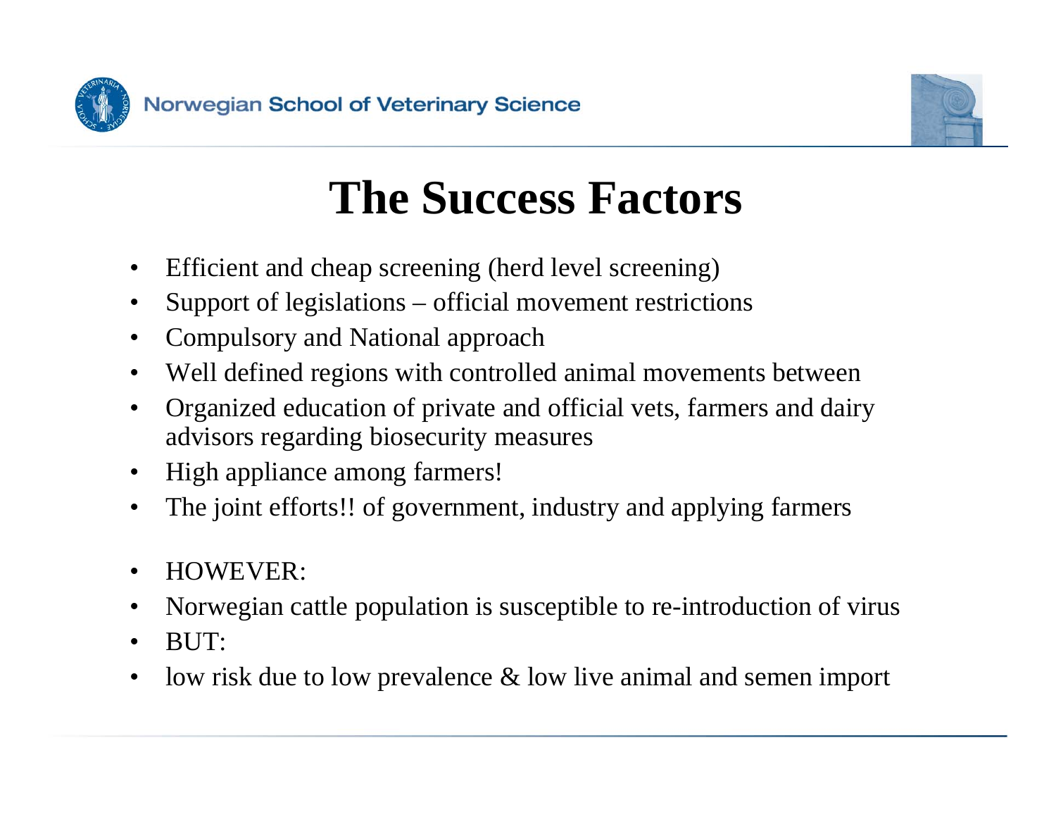# The Success Factors

- Efficient and cheap screening (herd level screening)
- Support of legislations – official movement restrictions
- Compulsory and National approach
- Well defined regions with controlled animal movements between
- Organized education of private and official vets, farmers and dairy advisors regarding biosecurity measures
- High appliance among farmers!
- The joint efforts!! of government, industry and applying farmers

- HOWEVER:
- Norwegian cattle population is susceptible to re-introduction of virus
- BUT:
- low risk due to low prevalence & low live animal and semen import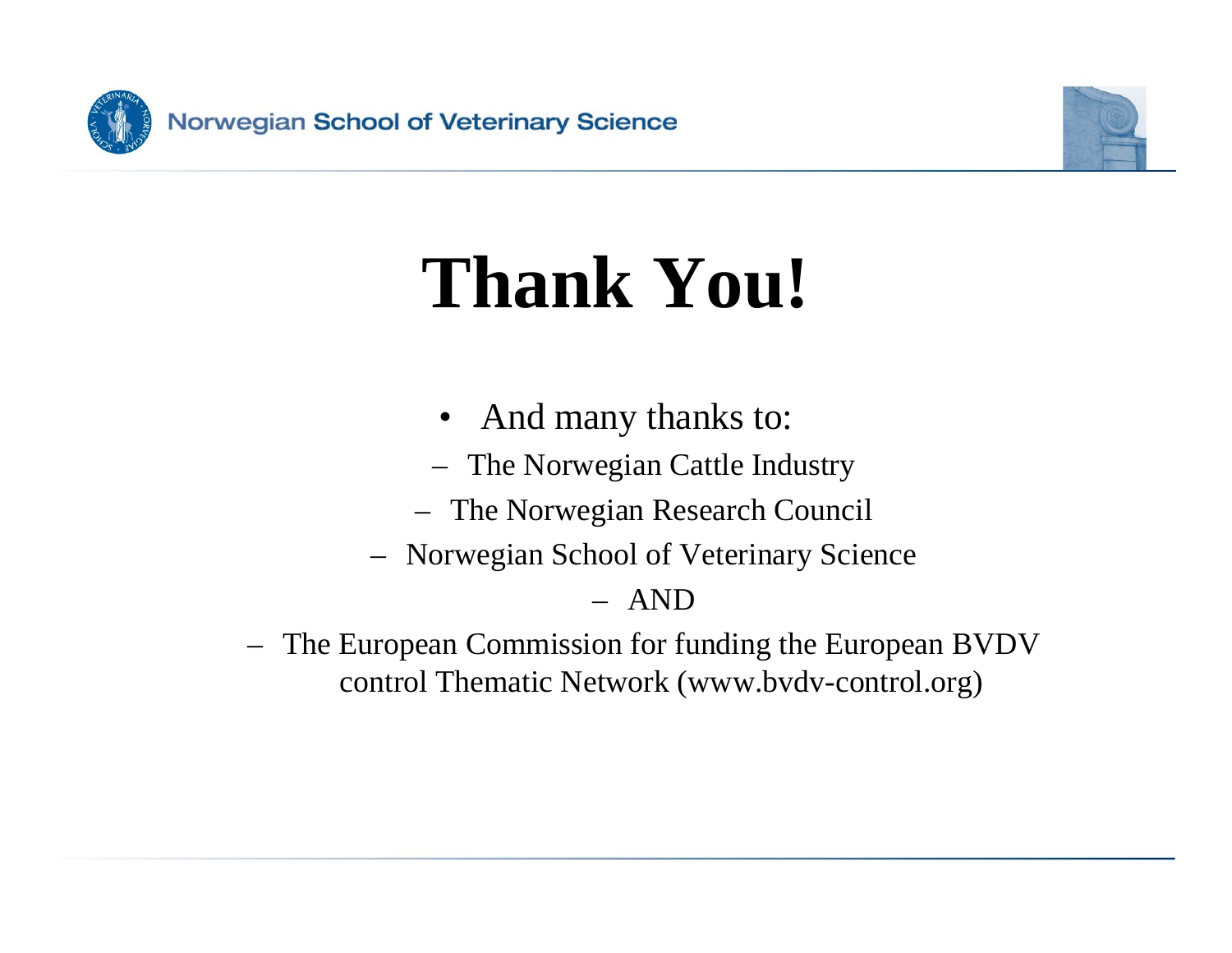# Thank You!

- And many thanks to:
  - The Norwegian Cattle Industry
  - The Norwegian Research Council
  - Norwegian School of Veterinary Science
  - AND
  - The European Commission for funding the European BVDV control Thematic Network (www.bvdv-control.org)